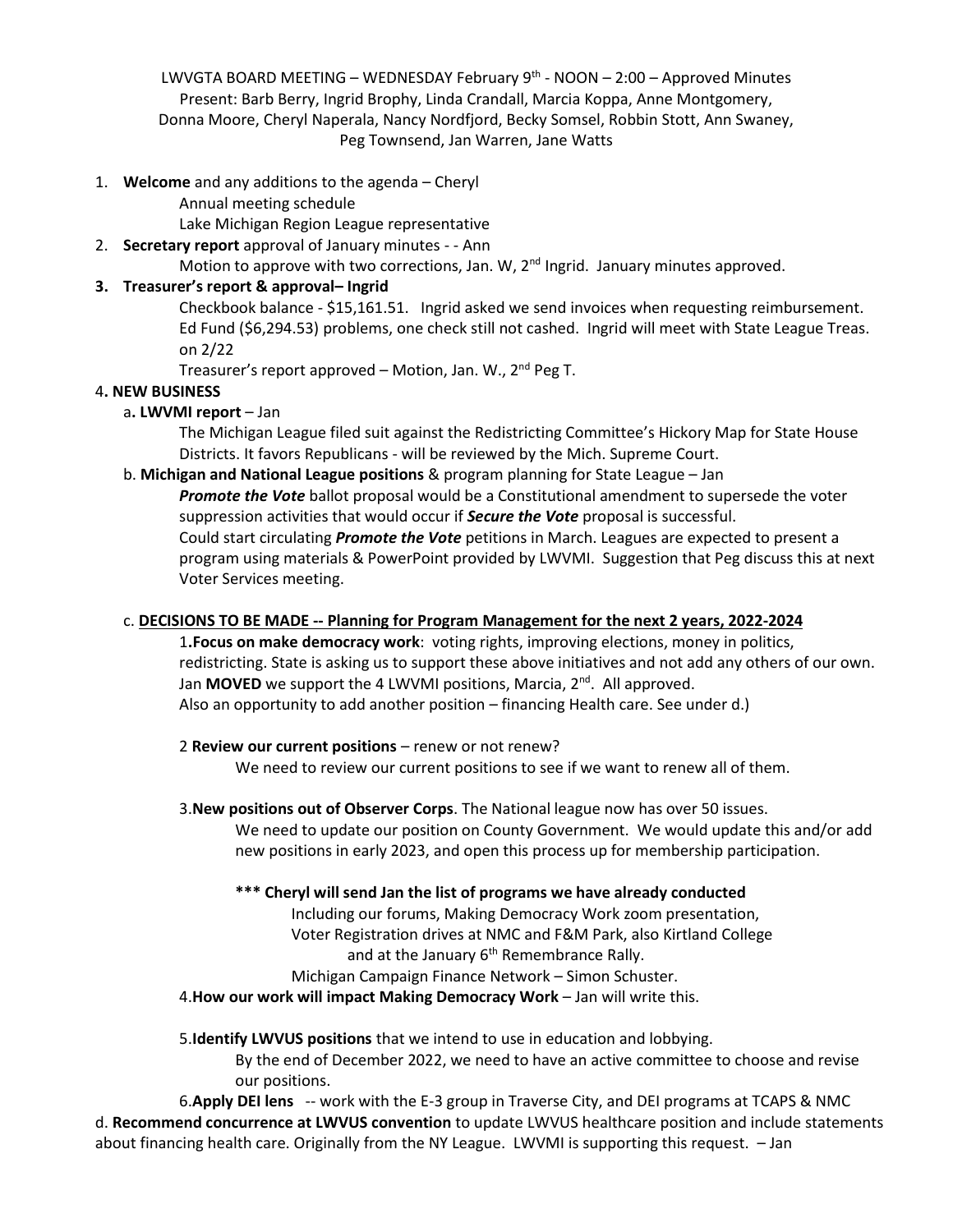LWVGTA BOARD MEETING – WEDNESDAY February 9th - NOON – 2:00 – Approved Minutes
Present: Barb Berry, Ingrid Brophy, Linda Crandall, Marcia Koppa, Anne Montgomery, Donna Moore, Cheryl Naperala, Nancy Nordfjord, Becky Somsel, Robbin Stott, Ann Swaney, Peg Townsend, Jan Warren, Jane Watts

1. **Welcome** and any additions to the agenda – Cheryl
   Annual meeting schedule
   Lake Michigan Region League representative
2. **Secretary report** approval of January minutes - - Ann
   Motion to approve with two corrections, Jan. W, 2nd Ingrid. January minutes approved.
3. **Treasurer's report & approval– Ingrid**
   Checkbook balance - $15,161.51. Ingrid asked we send invoices when requesting reimbursement. Ed Fund ($6,294.53) problems, one check still not cashed. Ingrid will meet with State League Treas. on 2/22
   Treasurer's report approved – Motion, Jan. W., 2nd Peg T.

4. **NEW BUSINESS**

a**. LWVMI report** – Jan

The Michigan League filed suit against the Redistricting Committee's Hickory Map for State House Districts. It favors Republicans - will be reviewed by the Mich. Supreme Court.

b. **Michigan and National League positions** & program planning for State League – Jan

***Promote the Vote*** ballot proposal would be a Constitutional amendment to supersede the voter suppression activities that would occur if ***Secure the Vote*** proposal is successful.
Could start circulating ***Promote the Vote*** petitions in March. Leagues are expected to present a program using materials & PowerPoint provided by LWVMI. Suggestion that Peg discuss this at next Voter Services meeting.

c. **DECISIONS TO BE MADE -- Planning for Program Management for the next 2 years, 2022-2024**

1**.Focus on make democracy work**: voting rights, improving elections, money in politics, redistricting. State is asking us to support these above initiatives and not add any others of our own. Jan **MOVED** we support the 4 LWVMI positions, Marcia, 2nd. All approved.
Also an opportunity to add another position – financing Health care. See under d.)

2 **Review our current positions** – renew or not renew?

We need to review our current positions to see if we want to renew all of them.

3.**New positions out of Observer Corps**. The National league now has over 50 issues.

We need to update our position on County Government. We would update this and/or add new positions in early 2023, and open this process up for membership participation.

**\*\*\* Cheryl will send Jan the list of programs we have already conducted**

Including our forums, Making Democracy Work zoom presentation,
Voter Registration drives at NMC and F&M Park, also Kirtland College
and at the January 6th Remembrance Rally.
Michigan Campaign Finance Network – Simon Schuster.

4.**How our work will impact Making Democracy Work** – Jan will write this.

5.**Identify LWVUS positions** that we intend to use in education and lobbying.

By the end of December 2022, we need to have an active committee to choose and revise our positions.

6.**Apply DEI lens** -- work with the E-3 group in Traverse City, and DEI programs at TCAPS & NMC

d. **Recommend concurrence at LWVUS convention** to update LWVUS healthcare position and include statements about financing health care. Originally from the NY League. LWVMI is supporting this request. – Jan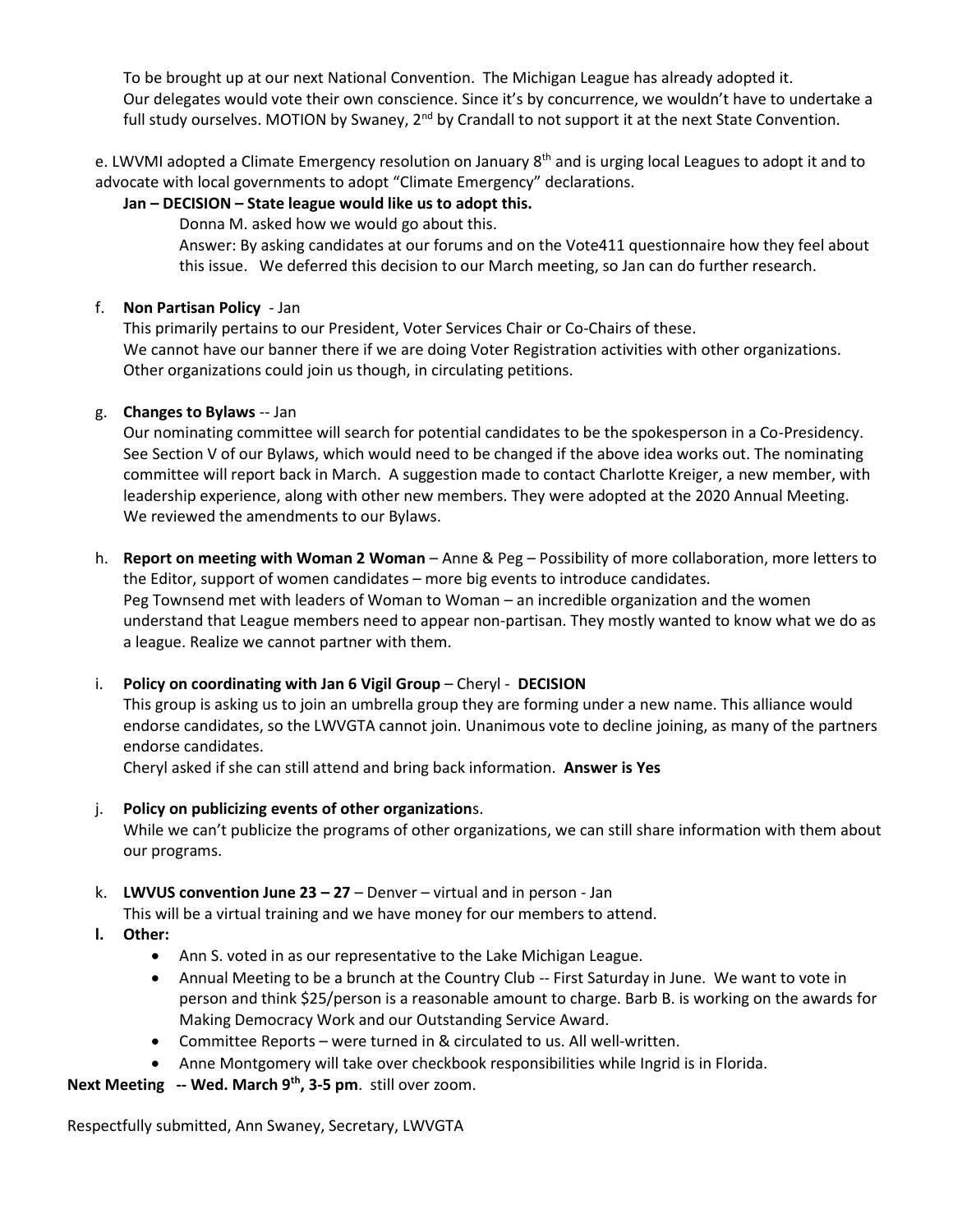To be brought up at our next National Convention. The Michigan League has already adopted it. Our delegates would vote their own conscience. Since it's by concurrence, we wouldn't have to undertake a full study ourselves. MOTION by Swaney, 2nd by Crandall to not support it at the next State Convention.

e. LWVMI adopted a Climate Emergency resolution on January 8th and is urging local Leagues to adopt it and to advocate with local governments to adopt "Climate Emergency" declarations.

**Jan – DECISION – State league would like us to adopt this.**

Donna M. asked how we would go about this.

Answer: By asking candidates at our forums and on the Vote411 questionnaire how they feel about this issue. We deferred this decision to our March meeting, so Jan can do further research.

f. **Non Partisan Policy** - Jan

This primarily pertains to our President, Voter Services Chair or Co-Chairs of these. We cannot have our banner there if we are doing Voter Registration activities with other organizations. Other organizations could join us though, in circulating petitions.

g. **Changes to Bylaws** -- Jan

Our nominating committee will search for potential candidates to be the spokesperson in a Co-Presidency. See Section V of our Bylaws, which would need to be changed if the above idea works out. The nominating committee will report back in March. A suggestion made to contact Charlotte Kreiger, a new member, with leadership experience, along with other new members. They were adopted at the 2020 Annual Meeting. We reviewed the amendments to our Bylaws.

h. **Report on meeting with Woman 2 Woman** – Anne & Peg – Possibility of more collaboration, more letters to the Editor, support of women candidates – more big events to introduce candidates.

Peg Townsend met with leaders of Woman to Woman – an incredible organization and the women understand that League members need to appear non-partisan. They mostly wanted to know what we do as a league. Realize we cannot partner with them.

i. **Policy on coordinating with Jan 6 Vigil Group** – Cheryl - **DECISION**

This group is asking us to join an umbrella group they are forming under a new name. This alliance would endorse candidates, so the LWVGTA cannot join. Unanimous vote to decline joining, as many of the partners endorse candidates.

Cheryl asked if she can still attend and bring back information. **Answer is Yes**

j. **Policy on publicizing events of other organization**s.

While we can't publicize the programs of other organizations, we can still share information with them about our programs.

k. **LWVUS convention June 23 – 27** – Denver – virtual and in person - Jan

This will be a virtual training and we have money for our members to attend.

**l. Other:**

- Ann S. voted in as our representative to the Lake Michigan League.
- Annual Meeting to be a brunch at the Country Club -- First Saturday in June. We want to vote in person and think $25/person is a reasonable amount to charge. Barb B. is working on the awards for Making Democracy Work and our Outstanding Service Award.
- Committee Reports – were turned in & circulated to us. All well-written.
- Anne Montgomery will take over checkbook responsibilities while Ingrid is in Florida.

**Next Meeting -- Wed. March 9th, 3-5 pm**. still over zoom.

Respectfully submitted, Ann Swaney, Secretary, LWVGTA